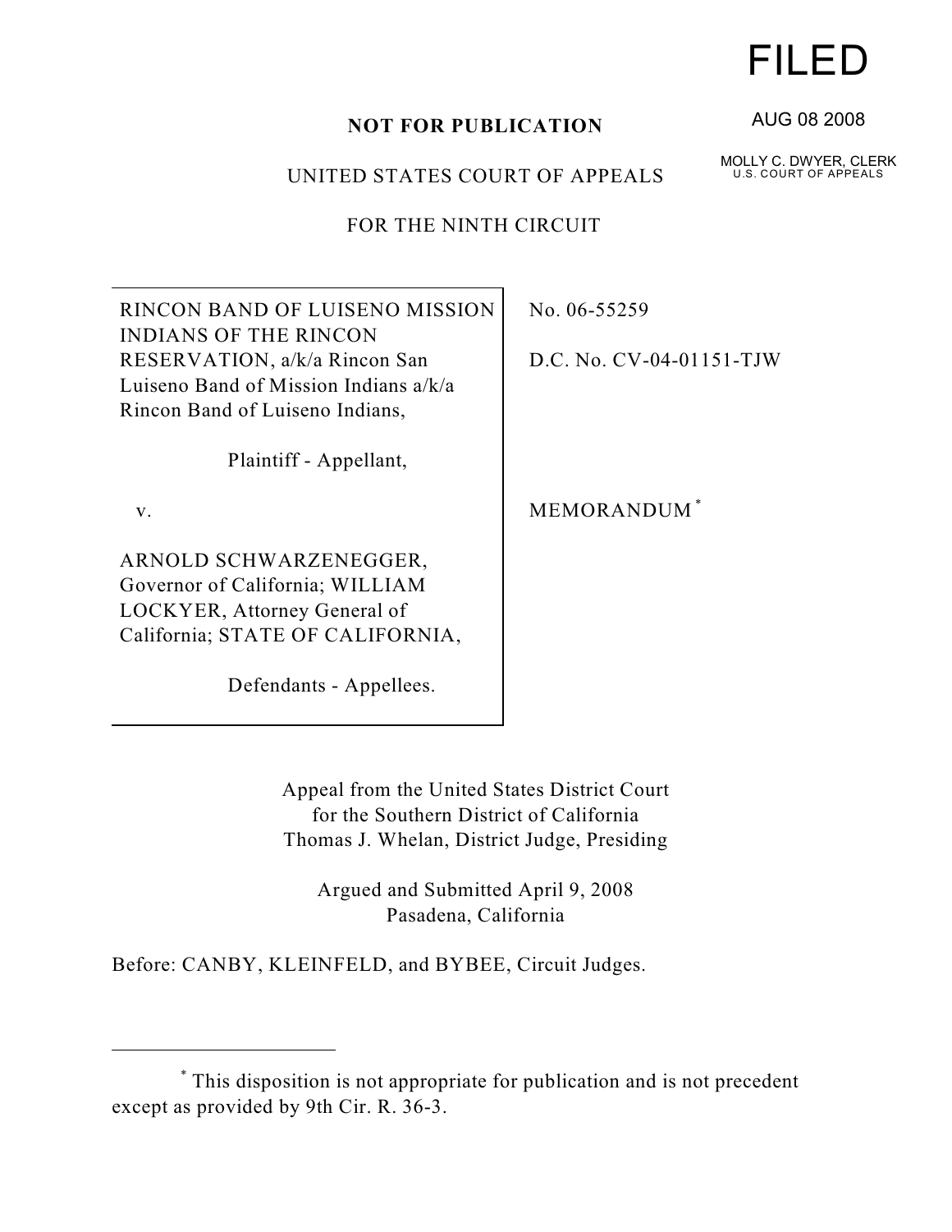FILED

AUG 08 2008

MOLLY C. DWYER, CLERK
U.S. COURT OF APPEALS

**NOT FOR PUBLICATION**

UNITED STATES COURT OF APPEALS

FOR THE NINTH CIRCUIT

| | |
|---|---|
| RINCON BAND OF LUISENO MISSION INDIANS OF THE RINCON RESERVATION, a/k/a Rincon San Luiseno Band of Mission Indians a/k/a Rincon Band of Luiseno Indians,<br><br>Plaintiff - Appellant,<br><br>v.<br><br>ARNOLD SCHWARZENEGGER, Governor of California; WILLIAM LOCKYER, Attorney General of California; STATE OF CALIFORNIA,<br><br>Defendants - Appellees. | No. 06-55259<br><br>D.C. No. CV-04-01151-TJW<br><br>MEMORANDUM [*] |

Appeal from the United States District Court
for the Southern District of California
Thomas J. Whelan, District Judge, Presiding

Argued and Submitted April 9, 2008
Pasadena, California

Before: CANBY, KLEINFELD, and BYBEE, Circuit Judges.

---

[*] This disposition is not appropriate for publication and is not precedent except as provided by 9th Cir. R. 36-3.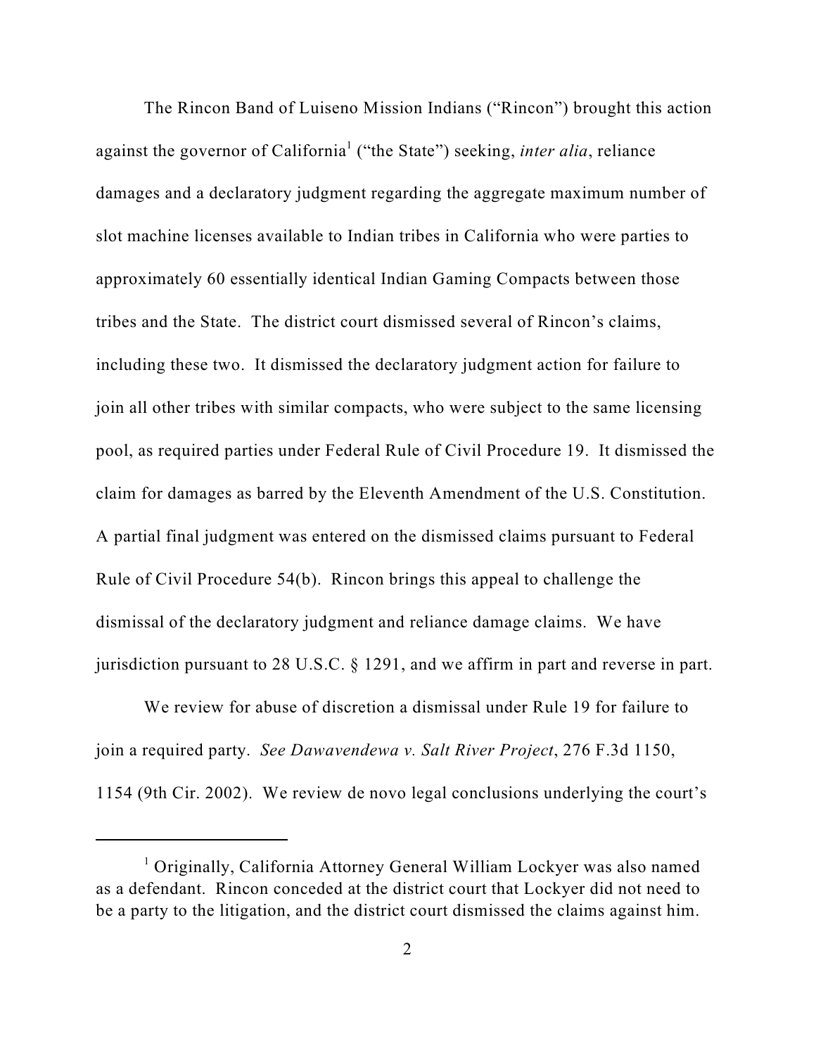The Rincon Band of Luiseno Mission Indians ("Rincon") brought this action against the governor of California[1] ("the State") seeking, *inter alia*, reliance damages and a declaratory judgment regarding the aggregate maximum number of slot machine licenses available to Indian tribes in California who were parties to approximately 60 essentially identical Indian Gaming Compacts between those tribes and the State. The district court dismissed several of Rincon's claims, including these two. It dismissed the declaratory judgment action for failure to join all other tribes with similar compacts, who were subject to the same licensing pool, as required parties under Federal Rule of Civil Procedure 19. It dismissed the claim for damages as barred by the Eleventh Amendment of the U.S. Constitution. A partial final judgment was entered on the dismissed claims pursuant to Federal Rule of Civil Procedure 54(b). Rincon brings this appeal to challenge the dismissal of the declaratory judgment and reliance damage claims. We have jurisdiction pursuant to 28 U.S.C. § 1291, and we affirm in part and reverse in part.

We review for abuse of discretion a dismissal under Rule 19 for failure to join a required party. *See Dawavendewa v. Salt River Project*, 276 F.3d 1150, 1154 (9th Cir. 2002). We review de novo legal conclusions underlying the court's

---

[1] Originally, California Attorney General William Lockyer was also named as a defendant. Rincon conceded at the district court that Lockyer did not need to be a party to the litigation, and the district court dismissed the claims against him.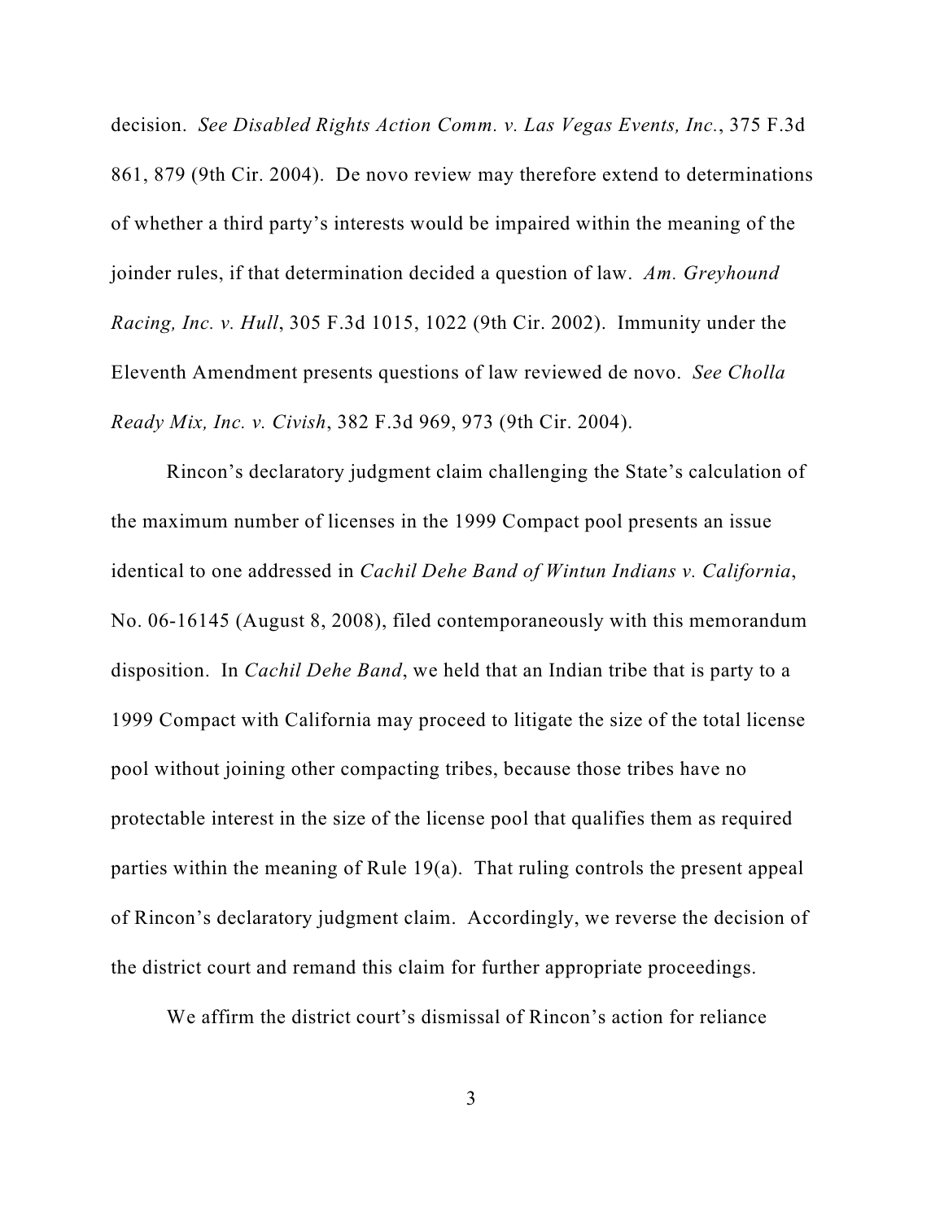decision. *See Disabled Rights Action Comm. v. Las Vegas Events, Inc.*, 375 F.3d 861, 879 (9th Cir. 2004). De novo review may therefore extend to determinations of whether a third party's interests would be impaired within the meaning of the joinder rules, if that determination decided a question of law. *Am. Greyhound Racing, Inc. v. Hull*, 305 F.3d 1015, 1022 (9th Cir. 2002). Immunity under the Eleventh Amendment presents questions of law reviewed de novo. *See Cholla Ready Mix, Inc. v. Civish*, 382 F.3d 969, 973 (9th Cir. 2004).

Rincon's declaratory judgment claim challenging the State's calculation of the maximum number of licenses in the 1999 Compact pool presents an issue identical to one addressed in *Cachil Dehe Band of Wintun Indians v. California*, No. 06-16145 (August 8, 2008), filed contemporaneously with this memorandum disposition. In *Cachil Dehe Band*, we held that an Indian tribe that is party to a 1999 Compact with California may proceed to litigate the size of the total license pool without joining other compacting tribes, because those tribes have no protectable interest in the size of the license pool that qualifies them as required parties within the meaning of Rule 19(a). That ruling controls the present appeal of Rincon's declaratory judgment claim. Accordingly, we reverse the decision of the district court and remand this claim for further appropriate proceedings.

We affirm the district court's dismissal of Rincon's action for reliance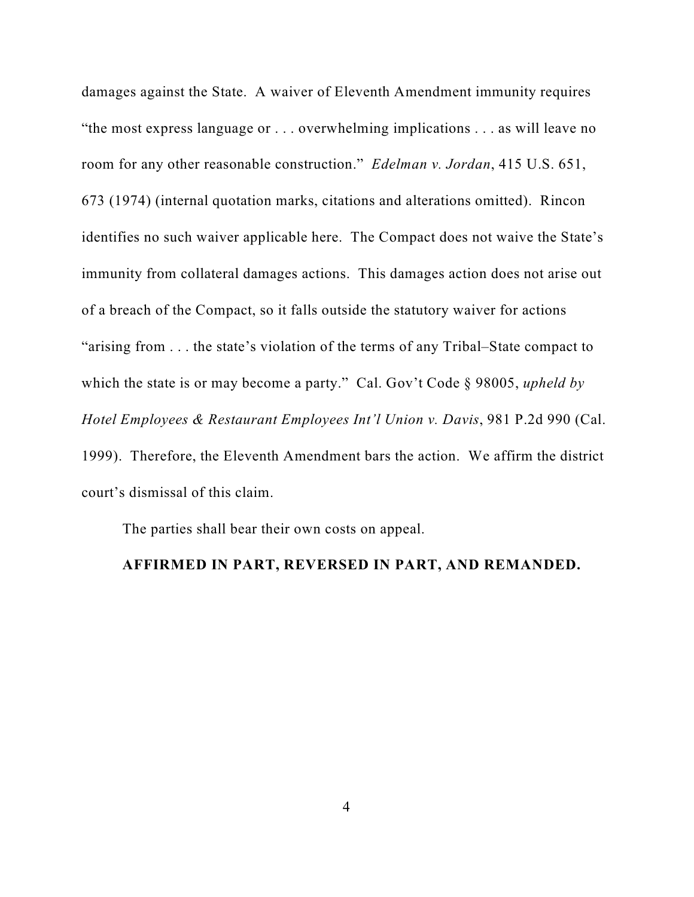damages against the State. A waiver of Eleventh Amendment immunity requires "the most express language or . . . overwhelming implications . . . as will leave no room for any other reasonable construction." *Edelman v. Jordan*, 415 U.S. 651, 673 (1974) (internal quotation marks, citations and alterations omitted). Rincon identifies no such waiver applicable here. The Compact does not waive the State's immunity from collateral damages actions. This damages action does not arise out of a breach of the Compact, so it falls outside the statutory waiver for actions "arising from . . . the state's violation of the terms of any Tribal–State compact to which the state is or may become a party." Cal. Gov't Code § 98005, *upheld by Hotel Employees & Restaurant Employees Int'l Union v. Davis*, 981 P.2d 990 (Cal. 1999). Therefore, the Eleventh Amendment bars the action. We affirm the district court's dismissal of this claim.

The parties shall bear their own costs on appeal.

**AFFIRMED IN PART, REVERSED IN PART, AND REMANDED.**